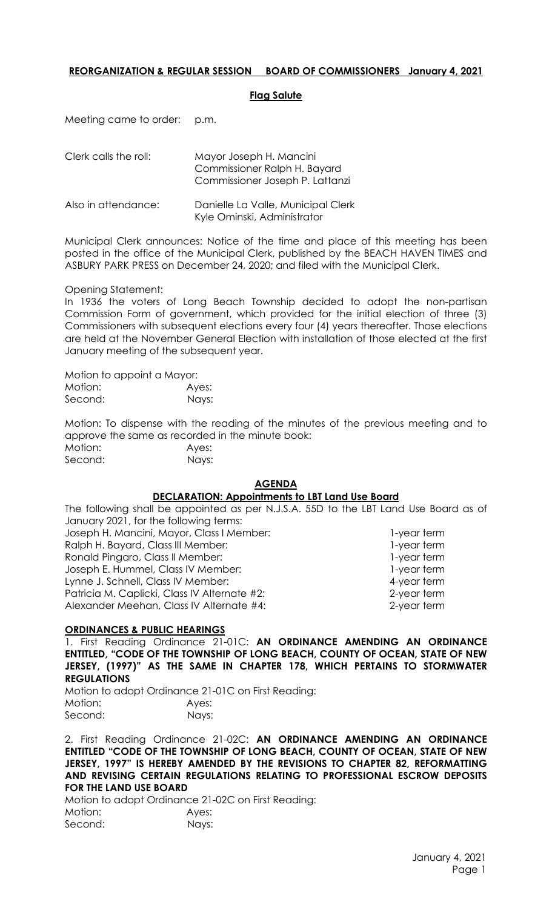**REORGANIZATION & REGULAR SESSION BOARD OF COMMISSIONERS January 4, 2021**

**Flag Salute**

Meeting came to order: p.m.

Clerk calls the roll: Mayor Joseph H. Mancini
Commissioner Ralph H. Bayard
Commissioner Joseph P. Lattanzi

Also in attendance: Danielle La Valle, Municipal Clerk
Kyle Ominski, Administrator

Municipal Clerk announces: Notice of the time and place of this meeting has been posted in the office of the Municipal Clerk, published by the BEACH HAVEN TIMES and ASBURY PARK PRESS on December 24, 2020; and filed with the Municipal Clerk.

Opening Statement:
In 1936 the voters of Long Beach Township decided to adopt the non-partisan Commission Form of government, which provided for the initial election of three (3) Commissioners with subsequent elections every four (4) years thereafter. Those elections are held at the November General Election with installation of those elected at the first January meeting of the subsequent year.

Motion to appoint a Mayor:
Motion: Ayes:
Second: Nays:

Motion: To dispense with the reading of the minutes of the previous meeting and to approve the same as recorded in the minute book:
Motion: Ayes:
Second: Nays:

**AGENDA**

**DECLARATION: Appointments to LBT Land Use Board**

The following shall be appointed as per N.J.S.A. 55D to the LBT Land Use Board as of January 2021, for the following terms:

| | |
|---|---|
| Joseph H. Mancini, Mayor, Class I Member: | 1-year term |
| Ralph H. Bayard, Class III Member: | 1-year term |
| Ronald Pingaro, Class II Member: | 1-year term |
| Joseph E. Hummel, Class IV Member: | 1-year term |
| Lynne J. Schnell, Class IV Member: | 4-year term |
| Patricia M. Caplicki, Class IV Alternate #2: | 2-year term |
| Alexander Meehan, Class IV Alternate #4: | 2-year term |

**ORDINANCES & PUBLIC HEARINGS**

1. First Reading Ordinance 21-01C: **AN ORDINANCE AMENDING AN ORDINANCE ENTITLED, "CODE OF THE TOWNSHIP OF LONG BEACH, COUNTY OF OCEAN, STATE OF NEW JERSEY, (1997)" AS THE SAME IN CHAPTER 178, WHICH PERTAINS TO STORMWATER REGULATIONS**

Motion to adopt Ordinance 21-01C on First Reading:
Motion: Ayes:
Second: Nays:

2. First Reading Ordinance 21-02C: **AN ORDINANCE AMENDING AN ORDINANCE ENTITLED "CODE OF THE TOWNSHIP OF LONG BEACH, COUNTY OF OCEAN, STATE OF NEW JERSEY, 1997" IS HEREBY AMENDED BY THE REVISIONS TO CHAPTER 82, REFORMATTING AND REVISING CERTAIN REGULATIONS RELATING TO PROFESSIONAL ESCROW DEPOSITS FOR THE LAND USE BOARD**

Motion to adopt Ordinance 21-02C on First Reading:
Motion: Ayes:
Second: Nays: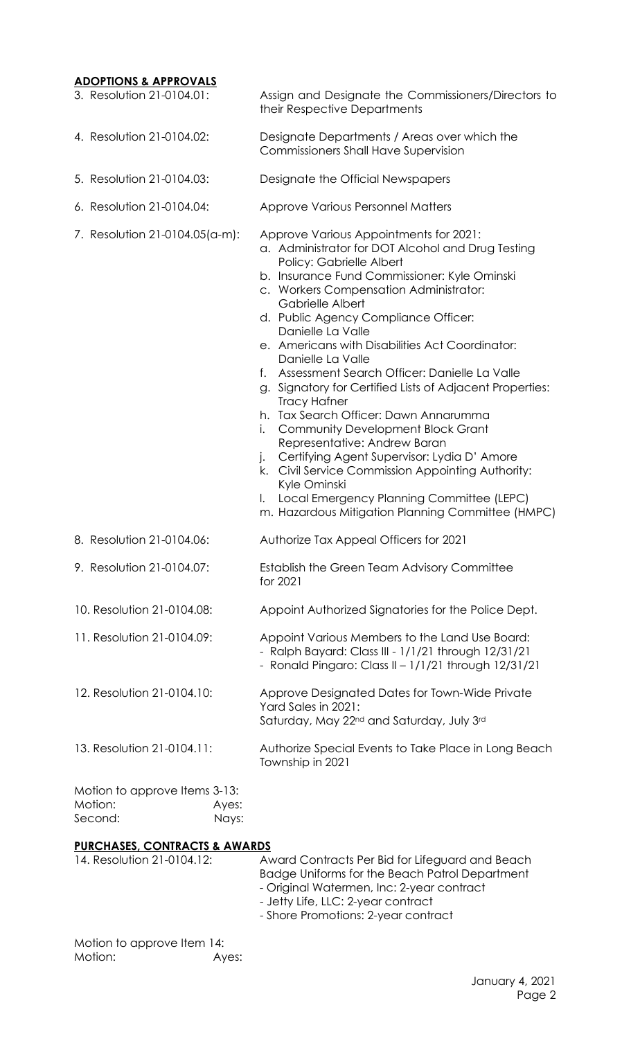## ADOPTIONS & APPROVALS

3. Resolution 21-0104.01: Assign and Designate the Commissioners/Directors to their Respective Departments

4. Resolution 21-0104.02: Designate Departments / Areas over which the Commissioners Shall Have Supervision

5. Resolution 21-0104.03: Designate the Official Newspapers

6. Resolution 21-0104.04: Approve Various Personnel Matters

7. Resolution 21-0104.05(a-m): Approve Various Appointments for 2021:
   - a. Administrator for DOT Alcohol and Drug Testing Policy: Gabrielle Albert
   - b. Insurance Fund Commissioner: Kyle Ominski
   - c. Workers Compensation Administrator: Gabrielle Albert
   - d. Public Agency Compliance Officer: Danielle La Valle
   - e. Americans with Disabilities Act Coordinator: Danielle La Valle
   - f. Assessment Search Officer: Danielle La Valle
   - g. Signatory for Certified Lists of Adjacent Properties: Tracy Hafner
   - h. Tax Search Officer: Dawn Annarumma
   - i. Community Development Block Grant Representative: Andrew Baran
   - j. Certifying Agent Supervisor: Lydia D' Amore
   - k. Civil Service Commission Appointing Authority: Kyle Ominski
   - l. Local Emergency Planning Committee (LEPC)
   - m. Hazardous Mitigation Planning Committee (HMPC)

8. Resolution 21-0104.06: Authorize Tax Appeal Officers for 2021

9. Resolution 21-0104.07: Establish the Green Team Advisory Committee for 2021

10. Resolution 21-0104.08: Appoint Authorized Signatories for the Police Dept.

11. Resolution 21-0104.09: Appoint Various Members to the Land Use Board:
    - Ralph Bayard: Class III - 1/1/21 through 12/31/21
    - Ronald Pingaro: Class II – 1/1/21 through 12/31/21

12. Resolution 21-0104.10: Approve Designated Dates for Town-Wide Private Yard Sales in 2021: Saturday, May 22nd and Saturday, July 3rd

13. Resolution 21-0104.11: Authorize Special Events to Take Place in Long Beach Township in 2021

Motion to approve Items 3-13:
Motion: Ayes:
Second: Nays:

## PURCHASES, CONTRACTS & AWARDS

14. Resolution 21-0104.12: Award Contracts Per Bid for Lifeguard and Beach Badge Uniforms for the Beach Patrol Department
    - Original Watermen, Inc: 2-year contract
    - Jetty Life, LLC: 2-year contract
    - Shore Promotions: 2-year contract

Motion to approve Item 14:
Motion: Ayes:

January 4, 2021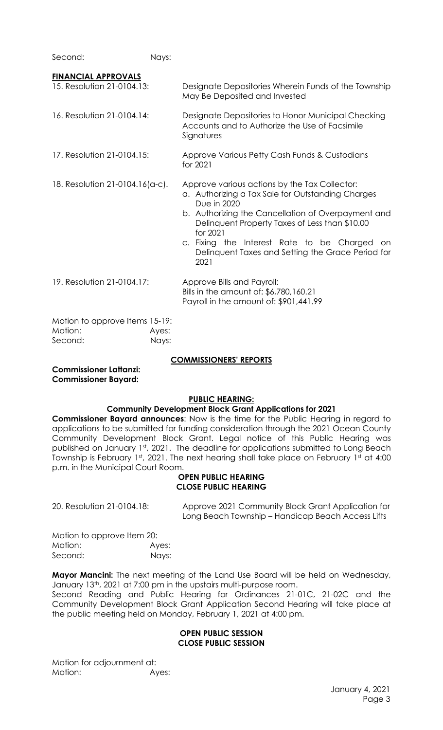Second: Nays:

**FINANCIAL APPROVALS**

15. Resolution 21-0104.13: Designate Depositories Wherein Funds of the Township May Be Deposited and Invested

16. Resolution 21-0104.14: Designate Depositories to Honor Municipal Checking Accounts and to Authorize the Use of Facsimile Signatures

17. Resolution 21-0104.15: Approve Various Petty Cash Funds & Custodians for 2021

18. Resolution 21-0104.16(a-c). Approve various actions by the Tax Collector:
    a. Authorizing a Tax Sale for Outstanding Charges Due in 2020
    b. Authorizing the Cancellation of Overpayment and Delinquent Property Taxes of Less than $10.00 for 2021
    c. Fixing the Interest Rate to be Charged on Delinquent Taxes and Setting the Grace Period for 2021

19. Resolution 21-0104.17: Approve Bills and Payroll:
    Bills in the amount of: $6,780,160.21
    Payroll in the amount of: $901,441.99

Motion to approve Items 15-19:
Motion: Ayes:
Second: Nays:

**COMMISSIONERS' REPORTS**

**Commissioner Lattanzi:**
**Commissioner Bayard:**

**PUBLIC HEARING:**

**Community Development Block Grant Applications for 2021**

**Commissioner Bayard announces**: Now is the time for the Public Hearing in regard to applications to be submitted for funding consideration through the 2021 Ocean County Community Development Block Grant. Legal notice of this Public Hearing was published on January 1st, 2021. The deadline for applications submitted to Long Beach Township is February 1st, 2021. The next hearing shall take place on February 1st at 4:00 p.m. in the Municipal Court Room.

**OPEN PUBLIC HEARING**
**CLOSE PUBLIC HEARING**

20. Resolution 21-0104.18: Approve 2021 Community Block Grant Application for Long Beach Township – Handicap Beach Access Lifts

Motion to approve Item 20:
Motion: Ayes:
Second: Nays:

**Mayor Mancini:** The next meeting of the Land Use Board will be held on Wednesday, January 13th, 2021 at 7:00 pm in the upstairs multi-purpose room.
Second Reading and Public Hearing for Ordinances 21-01C, 21-02C and the Community Development Block Grant Application Second Hearing will take place at the public meeting held on Monday, February 1, 2021 at 4:00 pm.

**OPEN PUBLIC SESSION**
**CLOSE PUBLIC SESSION**

Motion for adjournment at:
Motion: Ayes: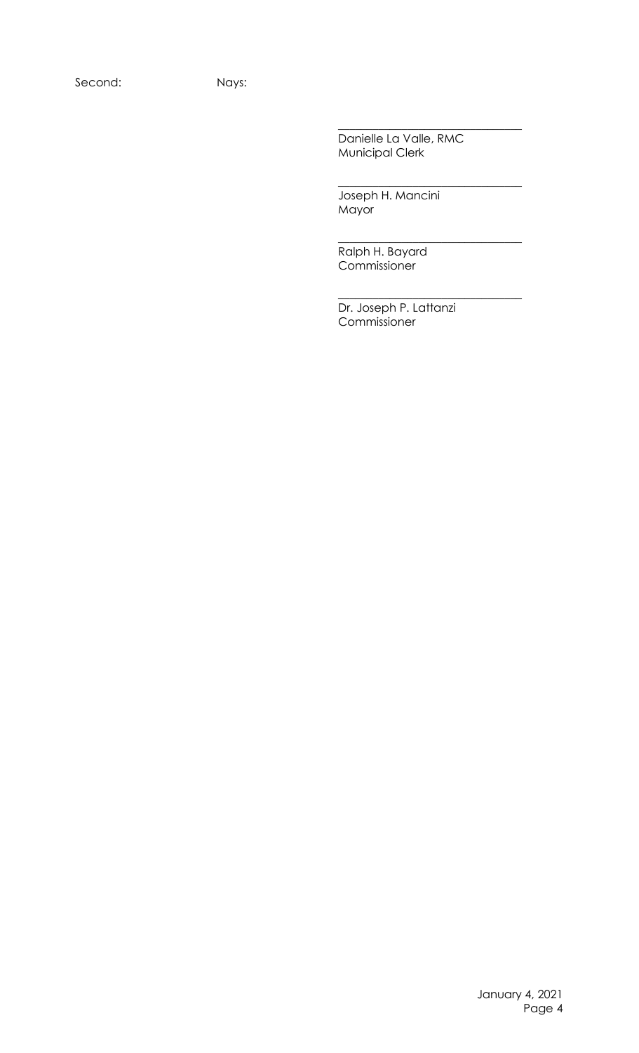Second: Nays:

\_\_\_\_\_\_\_\_\_\_\_\_\_\_\_\_\_\_\_\_\_\_\_\_\_\_\_\_\_\_

Danielle La Valle, RMC
Municipal Clerk

\_\_\_\_\_\_\_\_\_\_\_\_\_\_\_\_\_\_\_\_\_\_\_\_\_\_\_\_\_\_

Joseph H. Mancini
Mayor

\_\_\_\_\_\_\_\_\_\_\_\_\_\_\_\_\_\_\_\_\_\_\_\_\_\_\_\_\_\_

Ralph H. Bayard
Commissioner

\_\_\_\_\_\_\_\_\_\_\_\_\_\_\_\_\_\_\_\_\_\_\_\_\_\_\_\_\_\_

Dr. Joseph P. Lattanzi
Commissioner